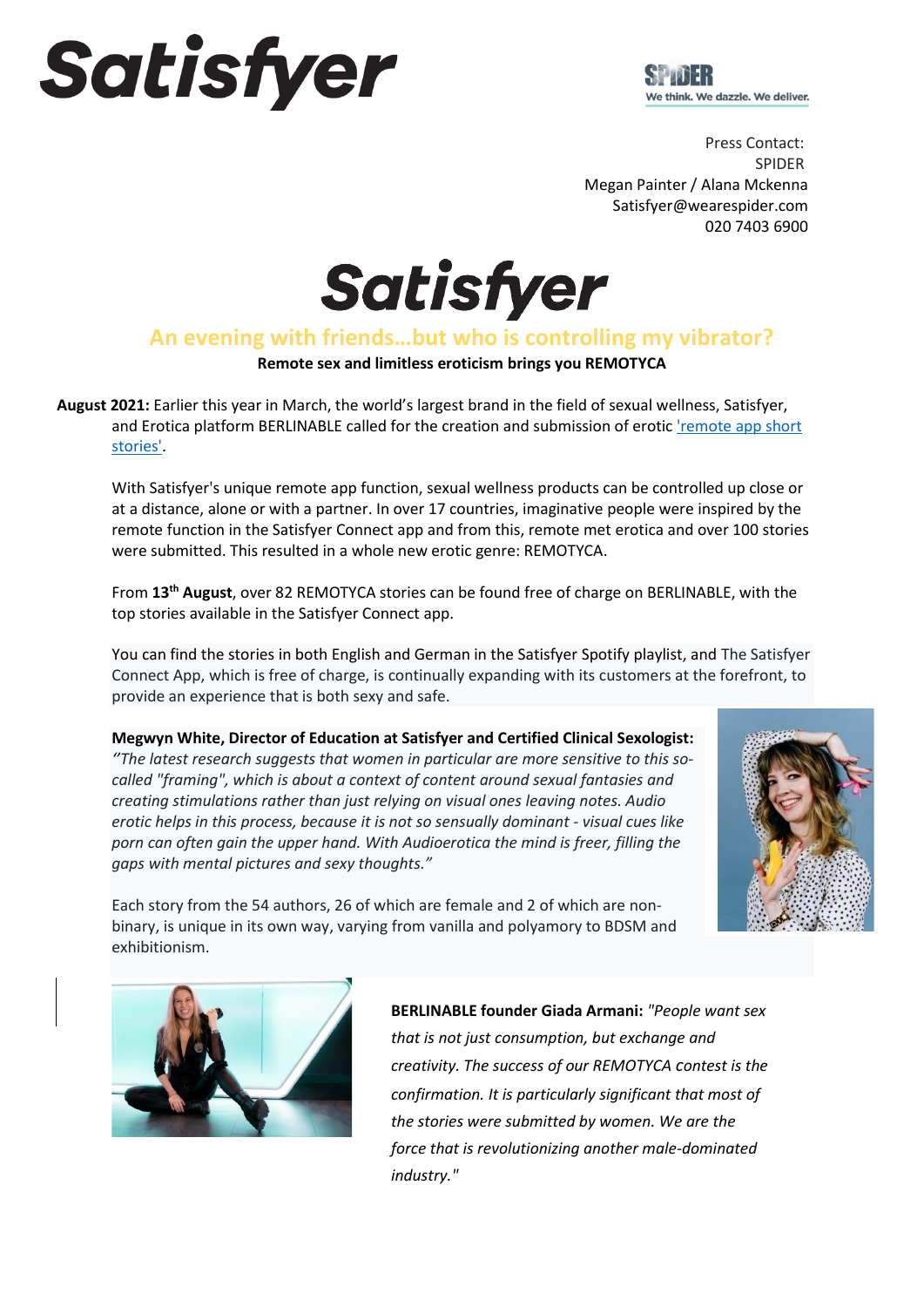Satisfyer

SPIDER
We think. We dazzle. We deliver.

Press Contact:
SPIDER
Megan Painter / Alana Mckenna
Satisfyer@wearespider.com
020 7403 6900

# Satisfyer

## An evening with friends…but who is controlling my vibrator?

**Remote sex and limitless eroticism brings you REMOTYCA**

**August 2021:** Earlier this year in March, the world's largest brand in the field of sexual wellness, Satisfyer, and Erotica platform BERLINABLE called for the creation and submission of erotic 'remote app short stories'.

With Satisfyer's unique remote app function, sexual wellness products can be controlled up close or at a distance, alone or with a partner. In over 17 countries, imaginative people were inspired by the remote function in the Satisfyer Connect app and from this, remote met erotica and over 100 stories were submitted. This resulted in a whole new erotic genre: REMOTYCA.

From **13th August**, over 82 REMOTYCA stories can be found free of charge on BERLINABLE, with the top stories available in the Satisfyer Connect app.

You can find the stories in both English and German in the Satisfyer Spotify playlist, and The Satisfyer Connect App, which is free of charge, is continually expanding with its customers at the forefront, to provide an experience that is both sexy and safe.

**Megwyn White, Director of Education at Satisfyer and Certified Clinical Sexologist:** *"The latest research suggests that women in particular are more sensitive to this so-called "framing", which is about a context of content around sexual fantasies and creating stimulations rather than just relying on visual ones leaving notes. Audio erotic helps in this process, because it is not so sensually dominant - visual cues like porn can often gain the upper hand. With Audioerotica the mind is freer, filling the gaps with mental pictures and sexy thoughts."*

Each story from the 54 authors, 26 of which are female and 2 of which are non-binary, is unique in its own way, varying from vanilla and polyamory to BDSM and exhibitionism.

**BERLINABLE founder Giada Armani:** *"People want sex that is not just consumption, but exchange and creativity. The success of our REMOTYCA contest is the confirmation. It is particularly significant that most of the stories were submitted by women. We are the force that is revolutionizing another male-dominated industry."*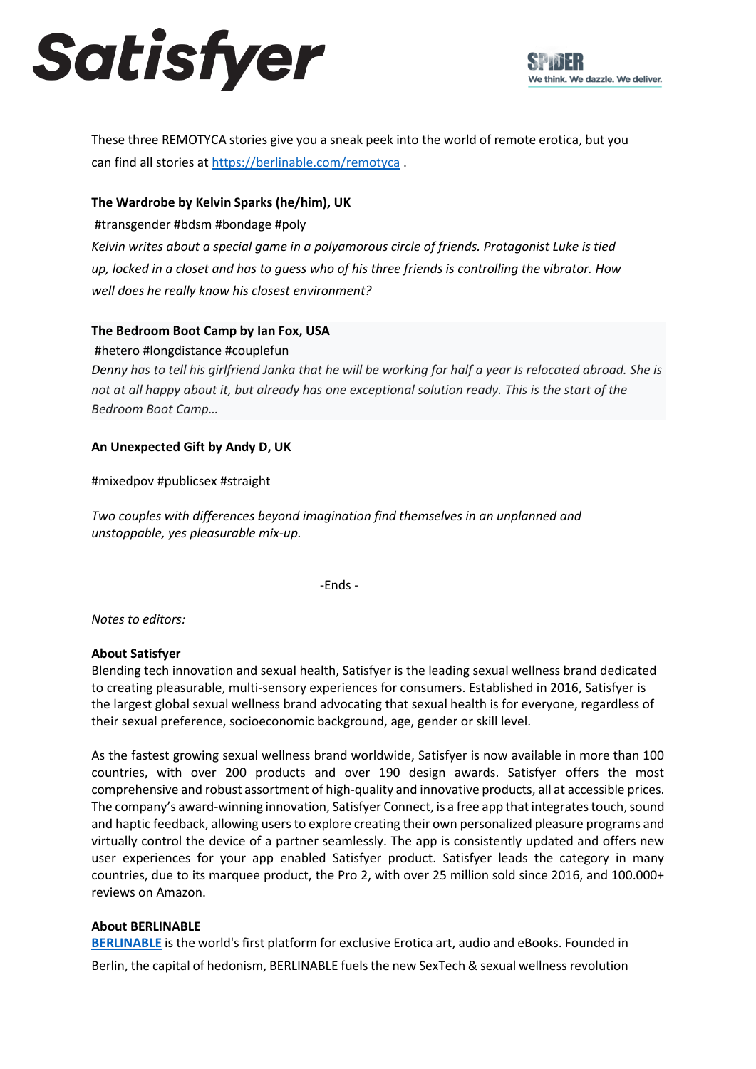These three REMOTYCA stories give you a sneak peek into the world of remote erotica, but you can find all stories at [https://berlinable.com/remotyca](https://berlinable.com/remotyca) .

**The Wardrobe by Kelvin Sparks (he/him), UK**

#transgender #bdsm #bondage #poly

*Kelvin writes about a special game in a polyamorous circle of friends. Protagonist Luke is tied up, locked in a closet and has to guess who of his three friends is controlling the vibrator. How well does he really know his closest environment?*

**The Bedroom Boot Camp by Ian Fox, USA**

#hetero #longdistance #couplefun

*Denny has to tell his girlfriend Janka that he will be working for half a year Is relocated abroad. She is not at all happy about it, but already has one exceptional solution ready. This is the start of the Bedroom Boot Camp…*

**An Unexpected Gift by Andy D, UK**

#mixedpov #publicsex #straight

*Two couples with differences beyond imagination find themselves in an unplanned and unstoppable, yes pleasurable mix-up.*

-Ends -

*Notes to editors:*

**About Satisfyer**

Blending tech innovation and sexual health, Satisfyer is the leading sexual wellness brand dedicated to creating pleasurable, multi-sensory experiences for consumers. Established in 2016, Satisfyer is the largest global sexual wellness brand advocating that sexual health is for everyone, regardless of their sexual preference, socioeconomic background, age, gender or skill level.

As the fastest growing sexual wellness brand worldwide, Satisfyer is now available in more than 100 countries, with over 200 products and over 190 design awards. Satisfyer offers the most comprehensive and robust assortment of high-quality and innovative products, all at accessible prices. The company's award-winning innovation, Satisfyer Connect, is a free app that integrates touch, sound and haptic feedback, allowing users to explore creating their own personalized pleasure programs and virtually control the device of a partner seamlessly. The app is consistently updated and offers new user experiences for your app enabled Satisfyer product. Satisfyer leads the category in many countries, due to its marquee product, the Pro 2, with over 25 million sold since 2016, and 100.000+ reviews on Amazon.

**About BERLINABLE**

**BERLINABLE** is the world's first platform for exclusive Erotica art, audio and eBooks. Founded in Berlin, the capital of hedonism, BERLINABLE fuels the new SexTech & sexual wellness revolution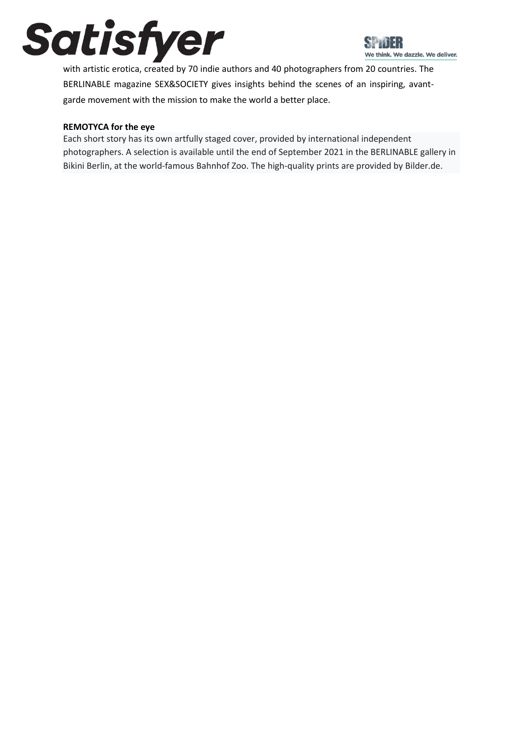with artistic erotica, created by 70 indie authors and 40 photographers from 20 countries. The BERLINABLE magazine SEX&SOCIETY gives insights behind the scenes of an inspiring, avant-garde movement with the mission to make the world a better place.

**REMOTYCA for the eye**

Each short story has its own artfully staged cover, provided by international independent photographers. A selection is available until the end of September 2021 in the BERLINABLE gallery in Bikini Berlin, at the world-famous Bahnhof Zoo. The high-quality prints are provided by Bilder.de.